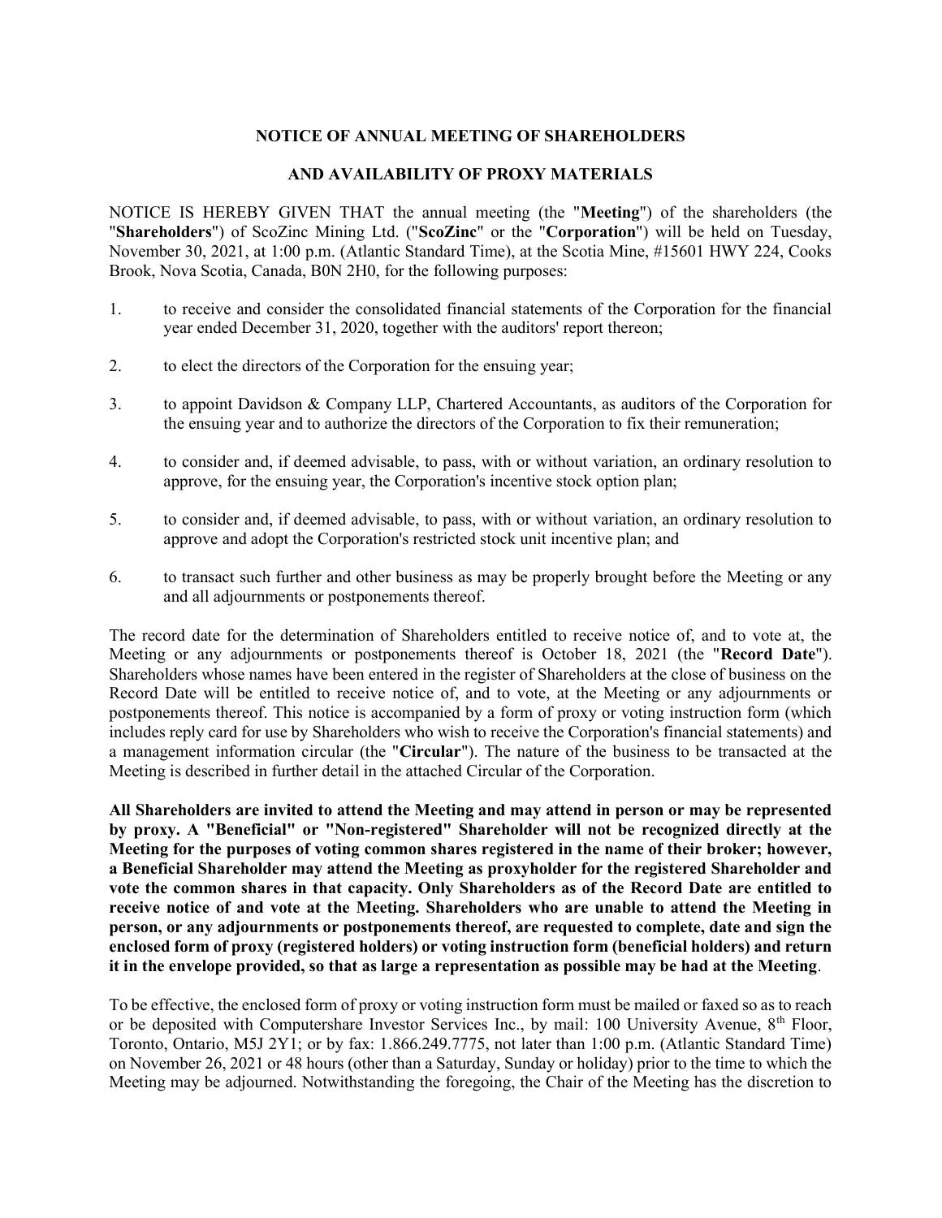# NOTICE OF ANNUAL MEETING OF SHAREHOLDERS

# AND AVAILABILITY OF PROXY MATERIALS

NOTICE IS HEREBY GIVEN THAT the annual meeting (the "**Meeting**") of the shareholders (the "**Shareholders**") of ScoZinc Mining Ltd. ("**ScoZinc**" or the "**Corporation**") will be held on Tuesday, November 30, 2021, at 1:00 p.m. (Atlantic Standard Time), at the Scotia Mine, #15601 HWY 224, Cooks Brook, Nova Scotia, Canada, B0N 2H0, for the following purposes:

1. to receive and consider the consolidated financial statements of the Corporation for the financial year ended December 31, 2020, together with the auditors' report thereon;
2. to elect the directors of the Corporation for the ensuing year;
3. to appoint Davidson & Company LLP, Chartered Accountants, as auditors of the Corporation for the ensuing year and to authorize the directors of the Corporation to fix their remuneration;
4. to consider and, if deemed advisable, to pass, with or without variation, an ordinary resolution to approve, for the ensuing year, the Corporation's incentive stock option plan;
5. to consider and, if deemed advisable, to pass, with or without variation, an ordinary resolution to approve and adopt the Corporation's restricted stock unit incentive plan; and
6. to transact such further and other business as may be properly brought before the Meeting or any and all adjournments or postponements thereof.

The record date for the determination of Shareholders entitled to receive notice of, and to vote at, the Meeting or any adjournments or postponements thereof is October 18, 2021 (the "**Record Date**"). Shareholders whose names have been entered in the register of Shareholders at the close of business on the Record Date will be entitled to receive notice of, and to vote, at the Meeting or any adjournments or postponements thereof. This notice is accompanied by a form of proxy or voting instruction form (which includes reply card for use by Shareholders who wish to receive the Corporation's financial statements) and a management information circular (the "**Circular**"). The nature of the business to be transacted at the Meeting is described in further detail in the attached Circular of the Corporation.

**All Shareholders are invited to attend the Meeting and may attend in person or may be represented by proxy. A "Beneficial" or "Non-registered" Shareholder will not be recognized directly at the Meeting for the purposes of voting common shares registered in the name of their broker; however, a Beneficial Shareholder may attend the Meeting as proxyholder for the registered Shareholder and vote the common shares in that capacity. Only Shareholders as of the Record Date are entitled to receive notice of and vote at the Meeting. Shareholders who are unable to attend the Meeting in person, or any adjournments or postponements thereof, are requested to complete, date and sign the enclosed form of proxy (registered holders) or voting instruction form (beneficial holders) and return it in the envelope provided, so that as large a representation as possible may be had at the Meeting**.

To be effective, the enclosed form of proxy or voting instruction form must be mailed or faxed so as to reach or be deposited with Computershare Investor Services Inc., by mail: 100 University Avenue, 8th Floor, Toronto, Ontario, M5J 2Y1; or by fax: 1.866.249.7775, not later than 1:00 p.m. (Atlantic Standard Time) on November 26, 2021 or 48 hours (other than a Saturday, Sunday or holiday) prior to the time to which the Meeting may be adjourned. Notwithstanding the foregoing, the Chair of the Meeting has the discretion to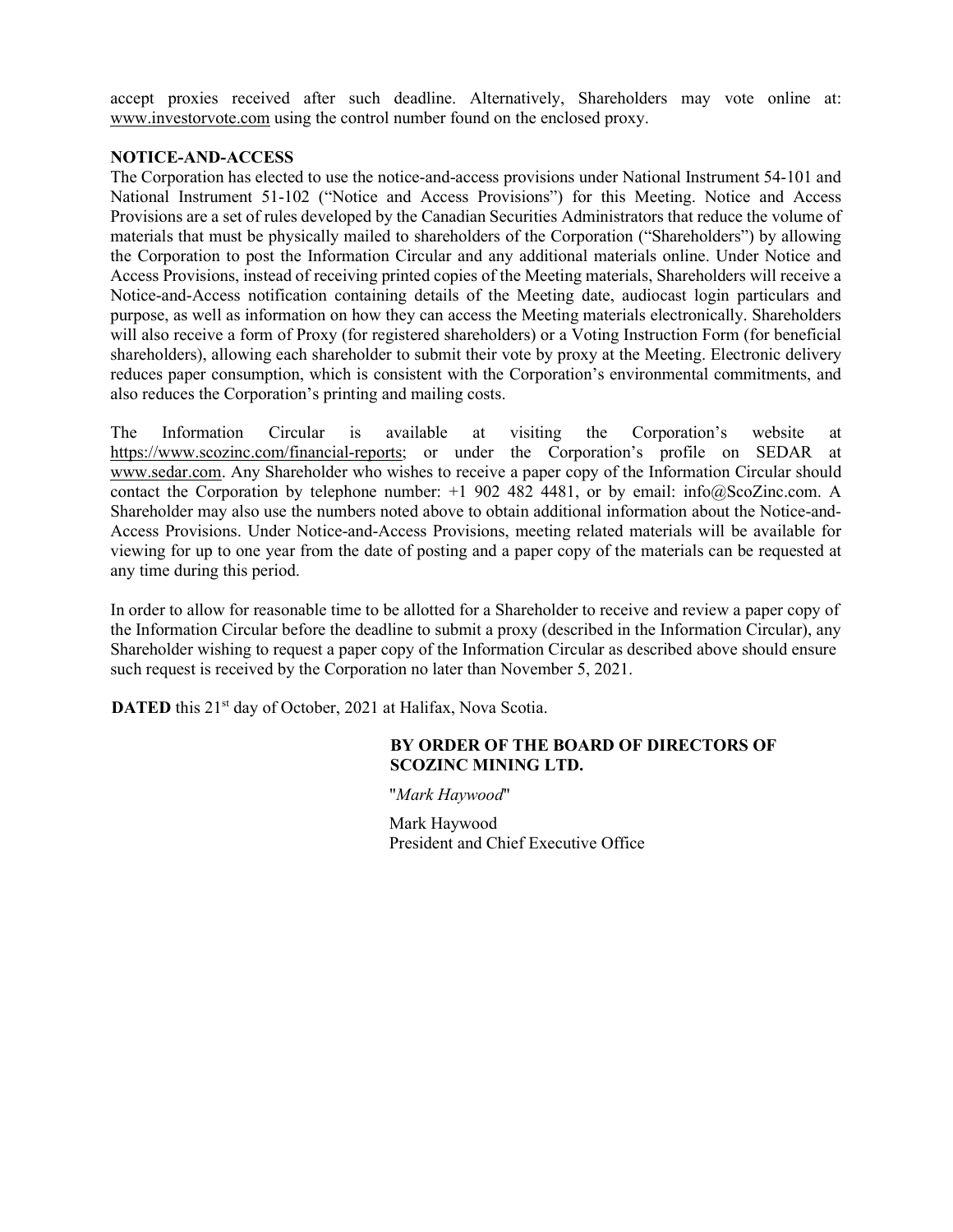accept proxies received after such deadline. Alternatively, Shareholders may vote online at: www.investorvote.com using the control number found on the enclosed proxy.

**NOTICE-AND-ACCESS**

The Corporation has elected to use the notice-and-access provisions under National Instrument 54-101 and National Instrument 51-102 ("Notice and Access Provisions") for this Meeting. Notice and Access Provisions are a set of rules developed by the Canadian Securities Administrators that reduce the volume of materials that must be physically mailed to shareholders of the Corporation ("Shareholders") by allowing the Corporation to post the Information Circular and any additional materials online. Under Notice and Access Provisions, instead of receiving printed copies of the Meeting materials, Shareholders will receive a Notice-and-Access notification containing details of the Meeting date, audiocast login particulars and purpose, as well as information on how they can access the Meeting materials electronically. Shareholders will also receive a form of Proxy (for registered shareholders) or a Voting Instruction Form (for beneficial shareholders), allowing each shareholder to submit their vote by proxy at the Meeting. Electronic delivery reduces paper consumption, which is consistent with the Corporation's environmental commitments, and also reduces the Corporation's printing and mailing costs.

The Information Circular is available at visiting the Corporation's website at https://www.scozinc.com/financial-reports; or under the Corporation's profile on SEDAR at www.sedar.com. Any Shareholder who wishes to receive a paper copy of the Information Circular should contact the Corporation by telephone number: +1 902 482 4481, or by email: info@ScoZinc.com. A Shareholder may also use the numbers noted above to obtain additional information about the Notice-and-Access Provisions. Under Notice-and-Access Provisions, meeting related materials will be available for viewing for up to one year from the date of posting and a paper copy of the materials can be requested at any time during this period.

In order to allow for reasonable time to be allotted for a Shareholder to receive and review a paper copy of the Information Circular before the deadline to submit a proxy (described in the Information Circular), any Shareholder wishing to request a paper copy of the Information Circular as described above should ensure such request is received by the Corporation no later than November 5, 2021.

**DATED** this 21st day of October, 2021 at Halifax, Nova Scotia.

**BY ORDER OF THE BOARD OF DIRECTORS OF SCOZINC MINING LTD.**

"*Mark Haywood*"

Mark Haywood
President and Chief Executive Office